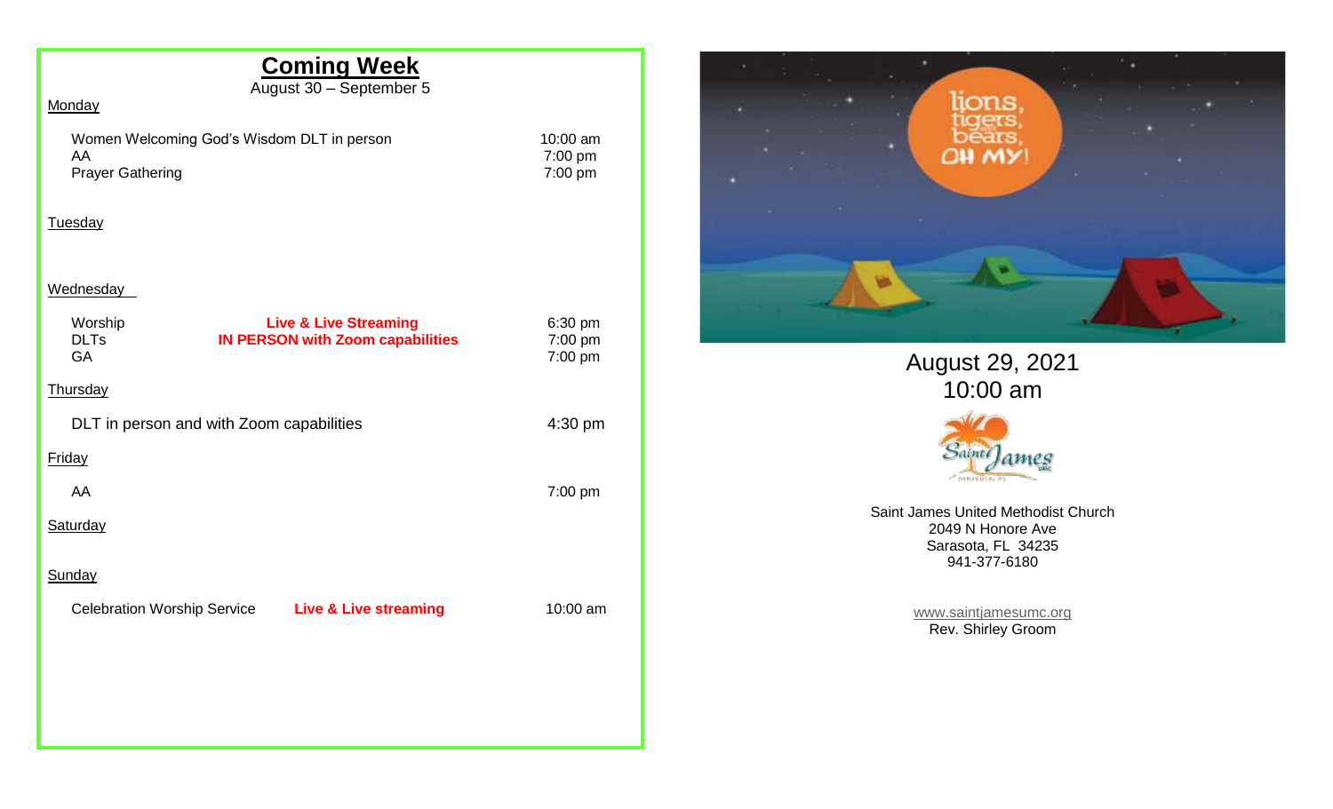## Coming Week

August 30 – September 5

**Monday**

| | | |
|---|---|---|
| Women Welcoming God's Wisdom DLT in person | | 10:00 am |
| AA | | 7:00 pm |
| Prayer Gathering | | 7:00 pm |

**Tuesday**

**Wednesday**

| | | |
|---|---|---|
| Worship | **Live & Live Streaming** | 6:30 pm |
| DLTs | **IN PERSON with Zoom capabilities** | 7:00 pm |
| GA | | 7:00 pm |

**Thursday**

| | |
|---|---|
| DLT in person and with Zoom capabilities | 4:30 pm |

**Friday**

| | |
|---|---|
| AA | 7:00 pm |

**Saturday**

**Sunday**

| | | |
|---|---|---|
| Celebration Worship Service | **Live & Live streaming** | 10:00 am |

lions, tigers, and bears, OH MY!

August 29, 2021
10:00 am

Saint James UMC

Saint James United Methodist Church
2049 N Honore Ave
Sarasota, FL 34235
941-377-6180

www.saintjamesumc.org
Rev. Shirley Groom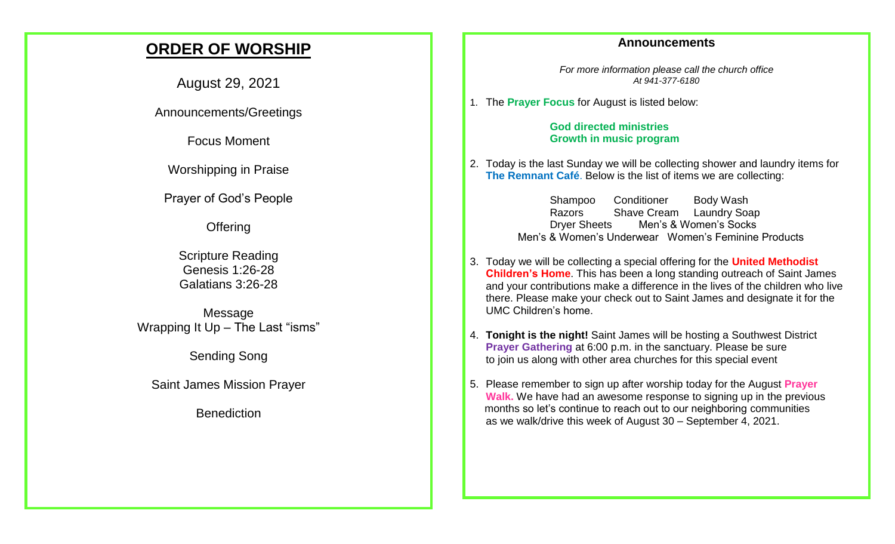# ORDER OF WORSHIP

August 29, 2021

Announcements/Greetings

Focus Moment

Worshipping in Praise

Prayer of God's People

Offering

Scripture Reading
Genesis 1:26-28
Galatians 3:26-28

Message
Wrapping It Up – The Last "isms"

Sending Song

Saint James Mission Prayer

Benediction

## Announcements

*For more information please call the church office*
*At 941-377-6180*

1. The **Prayer Focus** for August is listed below:

   **God directed ministries**
   **Growth in music program**

2. Today is the last Sunday we will be collecting shower and laundry items for **The Remnant Café**. Below is the list of items we are collecting:

   Shampoo Conditioner Body Wash
   Razors Shave Cream Laundry Soap
   Dryer Sheets Men's & Women's Socks
   Men's & Women's Underwear Women's Feminine Products

3. Today we will be collecting a special offering for the **United Methodist Children's Home**. This has been a long standing outreach of Saint James and your contributions make a difference in the lives of the children who live there. Please make your check out to Saint James and designate it for the UMC Children's home.

4. **Tonight is the night!** Saint James will be hosting a Southwest District **Prayer Gathering** at 6:00 p.m. in the sanctuary. Please be sure to join us along with other area churches for this special event

5. Please remember to sign up after worship today for the August **Prayer Walk.** We have had an awesome response to signing up in the previous months so let's continue to reach out to our neighboring communities as we walk/drive this week of August 30 – September 4, 2021.